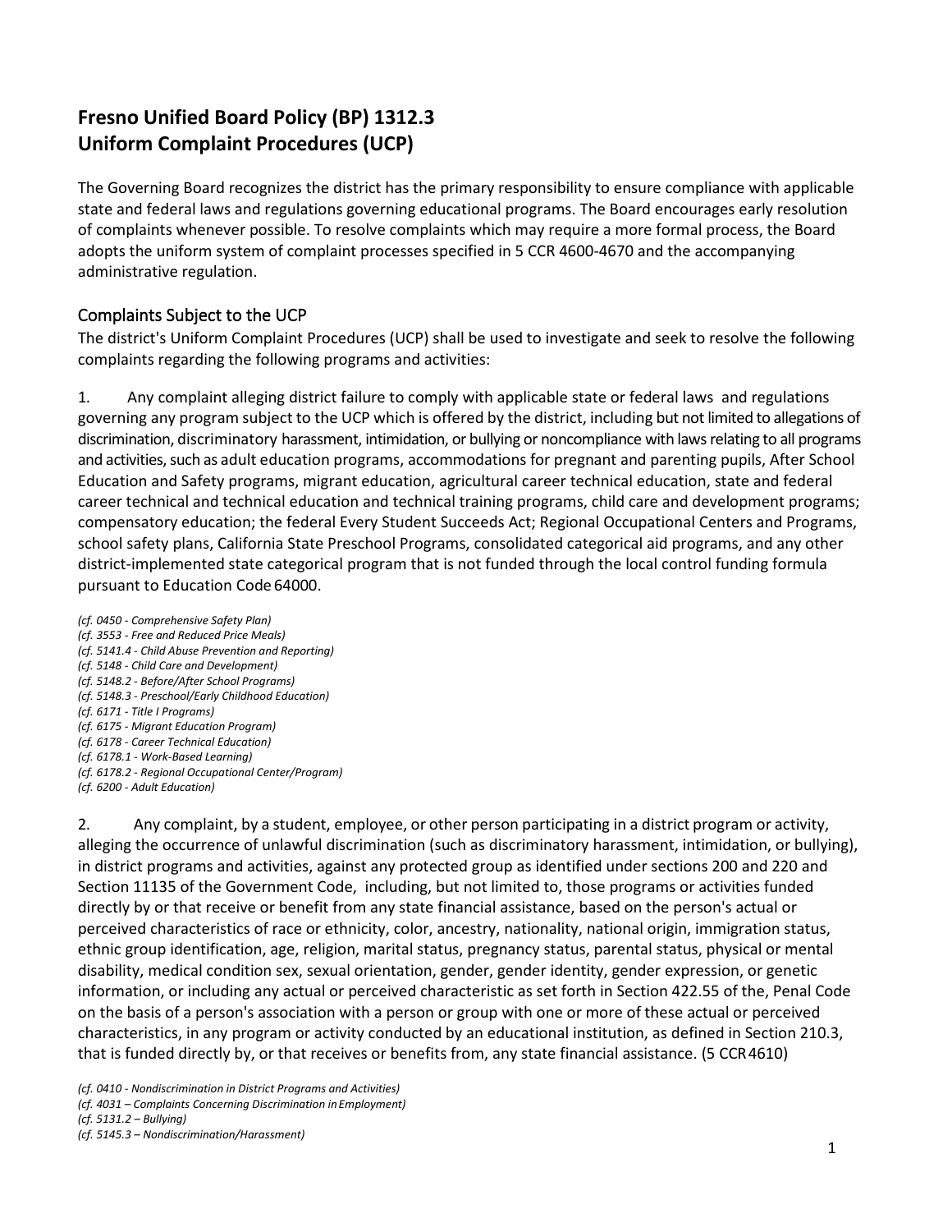# Fresno Unified Board Policy (BP) 1312.3
# Uniform Complaint Procedures (UCP)

The Governing Board recognizes the district has the primary responsibility to ensure compliance with applicable state and federal laws and regulations governing educational programs. The Board encourages early resolution of complaints whenever possible. To resolve complaints which may require a more formal process, the Board adopts the uniform system of complaint processes specified in 5 CCR 4600-4670 and the accompanying administrative regulation.

## Complaints Subject to the UCP

The district's Uniform Complaint Procedures (UCP) shall be used to investigate and seek to resolve the following complaints regarding the following programs and activities:

1. Any complaint alleging district failure to comply with applicable state or federal laws and regulations governing any program subject to the UCP which is offered by the district, including but not limited to allegations of discrimination, discriminatory harassment, intimidation, or bullying or noncompliance with laws relating to all programs and activities, such as adult education programs, accommodations for pregnant and parenting pupils, After School Education and Safety programs, migrant education, agricultural career technical education, state and federal career technical and technical education and technical training programs, child care and development programs; compensatory education; the federal Every Student Succeeds Act; Regional Occupational Centers and Programs, school safety plans, California State Preschool Programs, consolidated categorical aid programs, and any other district-implemented state categorical program that is not funded through the local control funding formula pursuant to Education Code 64000.

*(cf. 0450 - Comprehensive Safety Plan)*
*(cf. 3553 - Free and Reduced Price Meals)*
*(cf. 5141.4 - Child Abuse Prevention and Reporting)*
*(cf. 5148 - Child Care and Development)*
*(cf. 5148.2 - Before/After School Programs)*
*(cf. 5148.3 - Preschool/Early Childhood Education)*
*(cf. 6171 - Title I Programs)*
*(cf. 6175 - Migrant Education Program)*
*(cf. 6178 - Career Technical Education)*
*(cf. 6178.1 - Work-Based Learning)*
*(cf. 6178.2 - Regional Occupational Center/Program)*
*(cf. 6200 - Adult Education)*

2. Any complaint, by a student, employee, or other person participating in a district program or activity, alleging the occurrence of unlawful discrimination (such as discriminatory harassment, intimidation, or bullying), in district programs and activities, against any protected group as identified under sections 200 and 220 and Section 11135 of the Government Code, including, but not limited to, those programs or activities funded directly by or that receive or benefit from any state financial assistance, based on the person's actual or perceived characteristics of race or ethnicity, color, ancestry, nationality, national origin, immigration status, ethnic group identification, age, religion, marital status, pregnancy status, parental status, physical or mental disability, medical condition sex, sexual orientation, gender, gender identity, gender expression, or genetic information, or including any actual or perceived characteristic as set forth in Section 422.55 of the, Penal Code on the basis of a person's association with a person or group with one or more of these actual or perceived characteristics, in any program or activity conducted by an educational institution, as defined in Section 210.3, that is funded directly by, or that receives or benefits from, any state financial assistance. (5 CCR 4610)

*(cf. 0410 - Nondiscrimination in District Programs and Activities)*
*(cf. 4031 – Complaints Concerning Discrimination in Employment)*
*(cf. 5131.2 – Bullying)*
*(cf. 5145.3 – Nondiscrimination/Harassment)*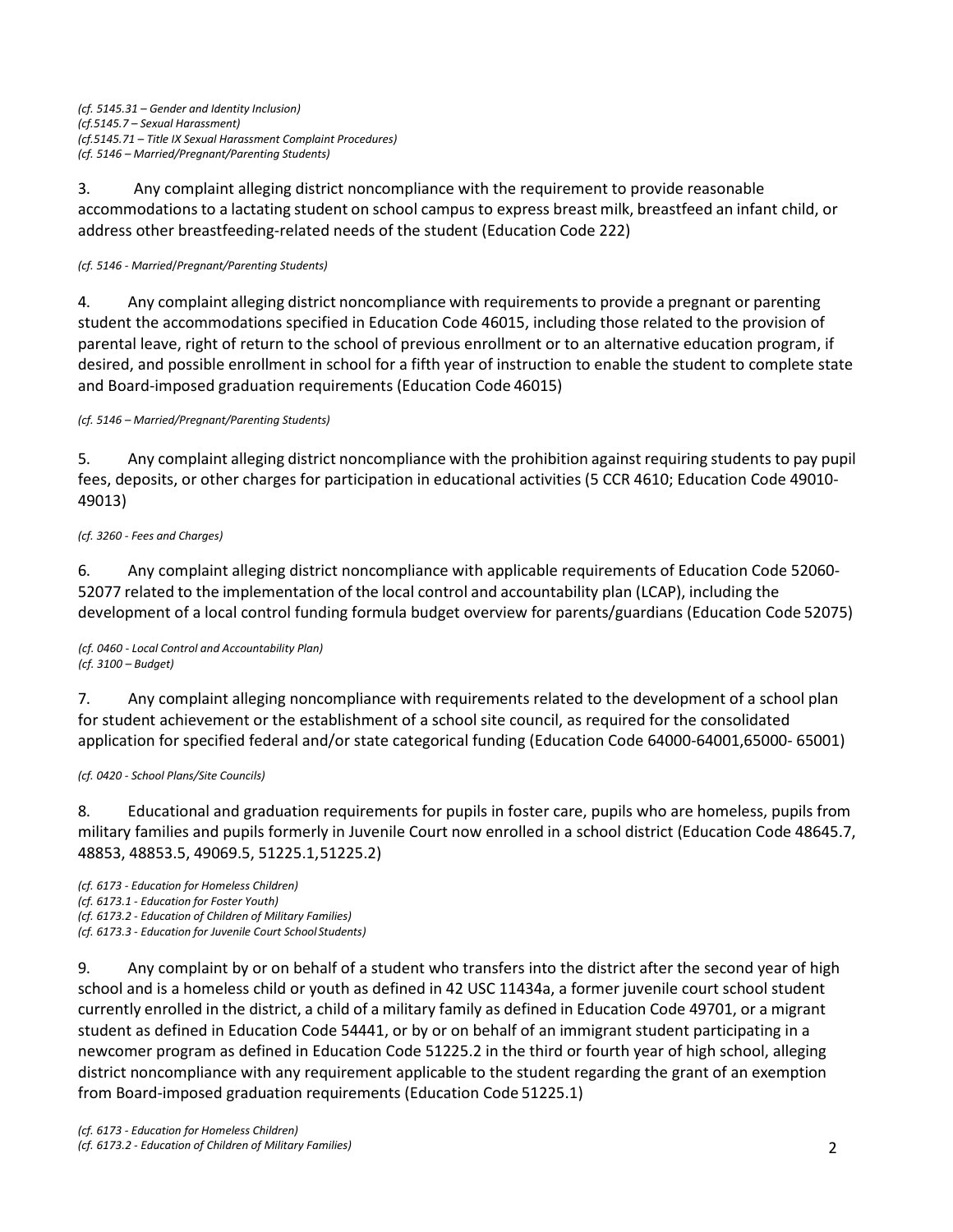*(cf. 5145.31 – Gender and Identity Inclusion)*
*(cf.5145.7 – Sexual Harassment)*
*(cf.5145.71 – Title IX Sexual Harassment Complaint Procedures)*
*(cf. 5146 – Married/Pregnant/Parenting Students)*

3. Any complaint alleging district noncompliance with the requirement to provide reasonable accommodations to a lactating student on school campus to express breast milk, breastfeed an infant child, or address other breastfeeding-related needs of the student (Education Code 222)

*(cf. 5146 - Married/Pregnant/Parenting Students)*

4. Any complaint alleging district noncompliance with requirements to provide a pregnant or parenting student the accommodations specified in Education Code 46015, including those related to the provision of parental leave, right of return to the school of previous enrollment or to an alternative education program, if desired, and possible enrollment in school for a fifth year of instruction to enable the student to complete state and Board-imposed graduation requirements (Education Code 46015)

*(cf. 5146 – Married/Pregnant/Parenting Students)*

5. Any complaint alleging district noncompliance with the prohibition against requiring students to pay pupil fees, deposits, or other charges for participation in educational activities (5 CCR 4610; Education Code 49010-49013)

*(cf. 3260 - Fees and Charges)*

6. Any complaint alleging district noncompliance with applicable requirements of Education Code 52060-52077 related to the implementation of the local control and accountability plan (LCAP), including the development of a local control funding formula budget overview for parents/guardians (Education Code 52075)

*(cf. 0460 - Local Control and Accountability Plan)*
*(cf. 3100 – Budget)*

7. Any complaint alleging noncompliance with requirements related to the development of a school plan for student achievement or the establishment of a school site council, as required for the consolidated application for specified federal and/or state categorical funding (Education Code 64000-64001,65000- 65001)

*(cf. 0420 - School Plans/Site Councils)*

8. Educational and graduation requirements for pupils in foster care, pupils who are homeless, pupils from military families and pupils formerly in Juvenile Court now enrolled in a school district (Education Code 48645.7, 48853, 48853.5, 49069.5, 51225.1,51225.2)

*(cf. 6173 - Education for Homeless Children)*
*(cf. 6173.1 - Education for Foster Youth)*
*(cf. 6173.2 - Education of Children of Military Families)*
*(cf. 6173.3 - Education for Juvenile Court School Students)*

9. Any complaint by or on behalf of a student who transfers into the district after the second year of high school and is a homeless child or youth as defined in 42 USC 11434a, a former juvenile court school student currently enrolled in the district, a child of a military family as defined in Education Code 49701, or a migrant student as defined in Education Code 54441, or by or on behalf of an immigrant student participating in a newcomer program as defined in Education Code 51225.2 in the third or fourth year of high school, alleging district noncompliance with any requirement applicable to the student regarding the grant of an exemption from Board-imposed graduation requirements (Education Code 51225.1)

*(cf. 6173 - Education for Homeless Children)*
*(cf. 6173.2 - Education of Children of Military Families)*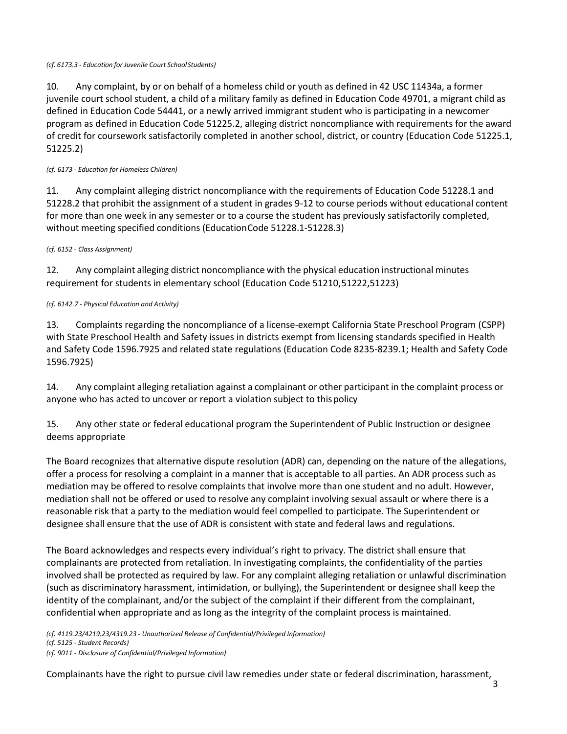*(cf. 6173.3 - Education for Juvenile Court School Students)*

10. Any complaint, by or on behalf of a homeless child or youth as defined in 42 USC 11434a, a former juvenile court school student, a child of a military family as defined in Education Code 49701, a migrant child as defined in Education Code 54441, or a newly arrived immigrant student who is participating in a newcomer program as defined in Education Code 51225.2, alleging district noncompliance with requirements for the award of credit for coursework satisfactorily completed in another school, district, or country (Education Code 51225.1, 51225.2)

*(cf. 6173 - Education for Homeless Children)*

11. Any complaint alleging district noncompliance with the requirements of Education Code 51228.1 and 51228.2 that prohibit the assignment of a student in grades 9-12 to course periods without educational content for more than one week in any semester or to a course the student has previously satisfactorily completed, without meeting specified conditions (Education Code 51228.1-51228.3)

*(cf. 6152 - Class Assignment)*

12. Any complaint alleging district noncompliance with the physical education instructional minutes requirement for students in elementary school (Education Code 51210, 51222, 51223)

*(cf. 6142.7 - Physical Education and Activity)*

13. Complaints regarding the noncompliance of a license-exempt California State Preschool Program (CSPP) with State Preschool Health and Safety issues in districts exempt from licensing standards specified in Health and Safety Code 1596.7925 and related state regulations (Education Code 8235-8239.1; Health and Safety Code 1596.7925)

14. Any complaint alleging retaliation against a complainant or other participant in the complaint process or anyone who has acted to uncover or report a violation subject to this policy

15. Any other state or federal educational program the Superintendent of Public Instruction or designee deems appropriate

The Board recognizes that alternative dispute resolution (ADR) can, depending on the nature of the allegations, offer a process for resolving a complaint in a manner that is acceptable to all parties. An ADR process such as mediation may be offered to resolve complaints that involve more than one student and no adult. However, mediation shall not be offered or used to resolve any complaint involving sexual assault or where there is a reasonable risk that a party to the mediation would feel compelled to participate. The Superintendent or designee shall ensure that the use of ADR is consistent with state and federal laws and regulations.

The Board acknowledges and respects every individual's right to privacy. The district shall ensure that complainants are protected from retaliation. In investigating complaints, the confidentiality of the parties involved shall be protected as required by law. For any complaint alleging retaliation or unlawful discrimination (such as discriminatory harassment, intimidation, or bullying), the Superintendent or designee shall keep the identity of the complainant, and/or the subject of the complaint if their different from the complainant, confidential when appropriate and as long as the integrity of the complaint process is maintained.

*(cf. 4119.23/4219.23/4319.23 - Unauthorized Release of Confidential/Privileged Information)*
*(cf. 5125 - Student Records)*
*(cf. 9011 - Disclosure of Confidential/Privileged Information)*

Complainants have the right to pursue civil law remedies under state or federal discrimination, harassment,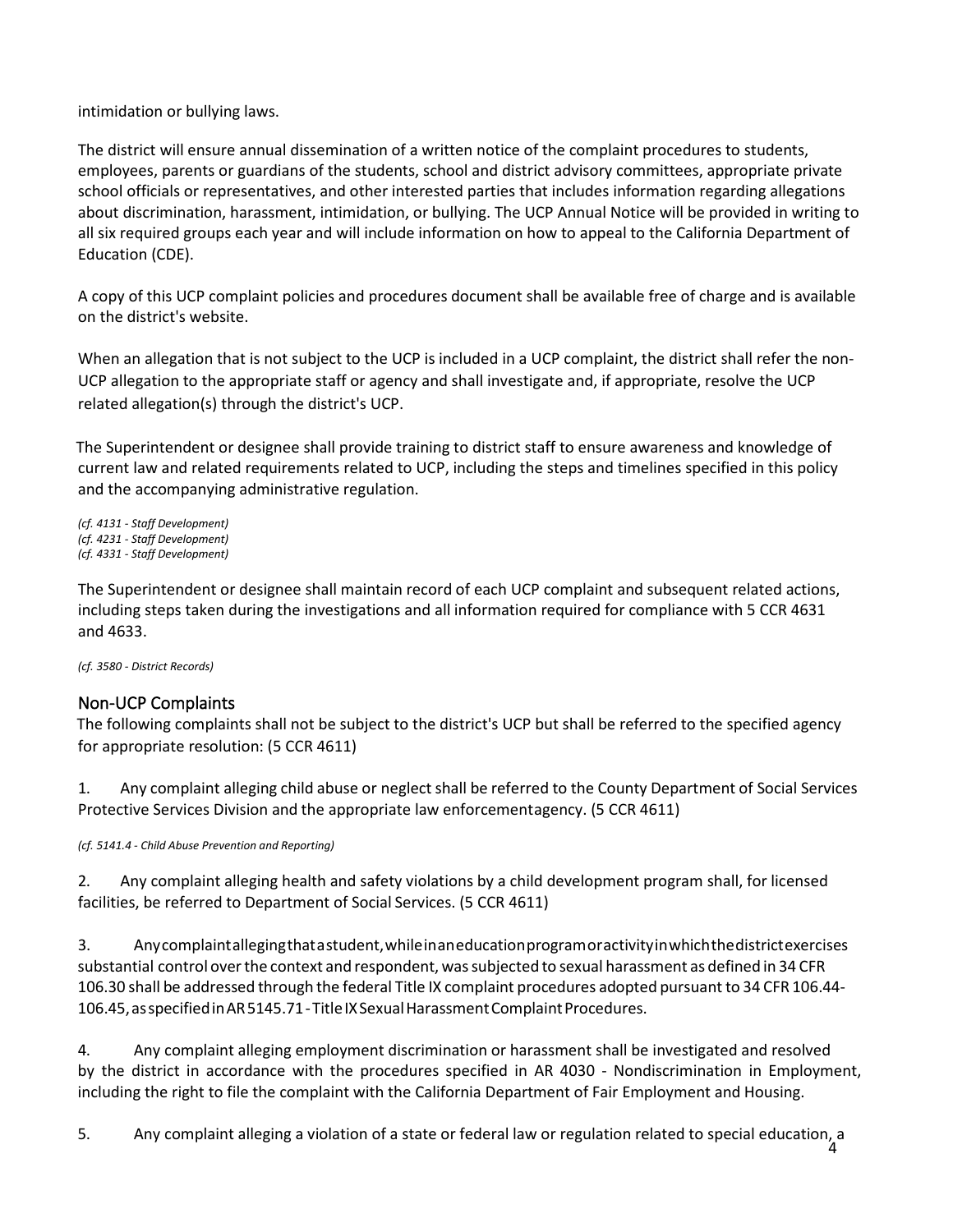intimidation or bullying laws.

The district will ensure annual dissemination of a written notice of the complaint procedures to students, employees, parents or guardians of the students, school and district advisory committees, appropriate private school officials or representatives, and other interested parties that includes information regarding allegations about discrimination, harassment, intimidation, or bullying. The UCP Annual Notice will be provided in writing to all six required groups each year and will include information on how to appeal to the California Department of Education (CDE).

A copy of this UCP complaint policies and procedures document shall be available free of charge and is available on the district's website.

When an allegation that is not subject to the UCP is included in a UCP complaint, the district shall refer the non-UCP allegation to the appropriate staff or agency and shall investigate and, if appropriate, resolve the UCP related allegation(s) through the district's UCP.

The Superintendent or designee shall provide training to district staff to ensure awareness and knowledge of current law and related requirements related to UCP, including the steps and timelines specified in this policy and the accompanying administrative regulation.

*(cf. 4131 - Staff Development)*
*(cf. 4231 - Staff Development)*
*(cf. 4331 - Staff Development)*

The Superintendent or designee shall maintain record of each UCP complaint and subsequent related actions, including steps taken during the investigations and all information required for compliance with 5 CCR 4631 and 4633.

*(cf. 3580 - District Records)*

## Non-UCP Complaints

The following complaints shall not be subject to the district's UCP but shall be referred to the specified agency for appropriate resolution: (5 CCR 4611)

1. Any complaint alleging child abuse or neglect shall be referred to the County Department of Social Services Protective Services Division and the appropriate law enforcementagency. (5 CCR 4611)

*(cf. 5141.4 - Child Abuse Prevention and Reporting)*

2. Any complaint alleging health and safety violations by a child development program shall, for licensed facilities, be referred to Department of Social Services. (5 CCR 4611)

3. Any complaint alleging that a student, while in an education program or activity in which the district exercises substantial control over the context and respondent, was subjected to sexual harassment as defined in 34 CFR 106.30 shall be addressed through the federal Title IX complaint procedures adopted pursuant to 34 CFR 106.44-106.45, as specified in AR 5145.71 - Title IX Sexual Harassment Complaint Procedures.

4. Any complaint alleging employment discrimination or harassment shall be investigated and resolved by the district in accordance with the procedures specified in AR 4030 - Nondiscrimination in Employment, including the right to file the complaint with the California Department of Fair Employment and Housing.

5. Any complaint alleging a violation of a state or federal law or regulation related to special education, a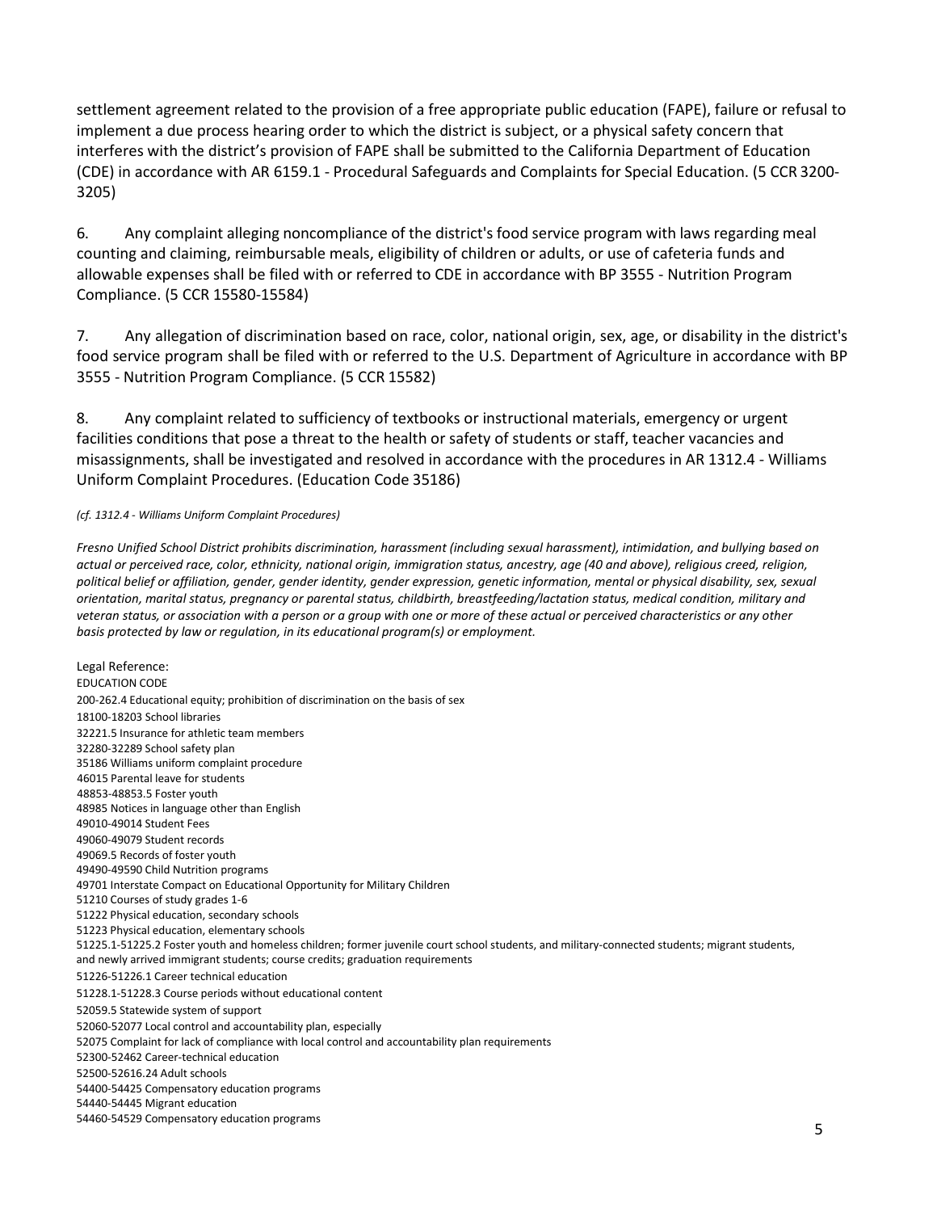settlement agreement related to the provision of a free appropriate public education (FAPE), failure or refusal to implement a due process hearing order to which the district is subject, or a physical safety concern that interferes with the district's provision of FAPE shall be submitted to the California Department of Education (CDE) in accordance with AR 6159.1 - Procedural Safeguards and Complaints for Special Education. (5 CCR 3200-3205)

6. Any complaint alleging noncompliance of the district's food service program with laws regarding meal counting and claiming, reimbursable meals, eligibility of children or adults, or use of cafeteria funds and allowable expenses shall be filed with or referred to CDE in accordance with BP 3555 - Nutrition Program Compliance. (5 CCR 15580-15584)

7. Any allegation of discrimination based on race, color, national origin, sex, age, or disability in the district's food service program shall be filed with or referred to the U.S. Department of Agriculture in accordance with BP 3555 - Nutrition Program Compliance. (5 CCR 15582)

8. Any complaint related to sufficiency of textbooks or instructional materials, emergency or urgent facilities conditions that pose a threat to the health or safety of students or staff, teacher vacancies and misassignments, shall be investigated and resolved in accordance with the procedures in AR 1312.4 - Williams Uniform Complaint Procedures. (Education Code 35186)

*(cf. 1312.4 - Williams Uniform Complaint Procedures)*

*Fresno Unified School District prohibits discrimination, harassment (including sexual harassment), intimidation, and bullying based on actual or perceived race, color, ethnicity, national origin, immigration status, ancestry, age (40 and above), religious creed, religion, political belief or affiliation, gender, gender identity, gender expression, genetic information, mental or physical disability, sex, sexual orientation, marital status, pregnancy or parental status, childbirth, breastfeeding/lactation status, medical condition, military and veteran status, or association with a person or a group with one or more of these actual or perceived characteristics or any other basis protected by law or regulation, in its educational program(s) or employment.*

Legal Reference:
EDUCATION CODE
200-262.4 Educational equity; prohibition of discrimination on the basis of sex
18100-18203 School libraries
32221.5 Insurance for athletic team members
32280-32289 School safety plan
35186 Williams uniform complaint procedure
46015 Parental leave for students
48853-48853.5 Foster youth
48985 Notices in language other than English
49010-49014 Student Fees
49060-49079 Student records
49069.5 Records of foster youth
49490-49590 Child Nutrition programs
49701 Interstate Compact on Educational Opportunity for Military Children
51210 Courses of study grades 1-6
51222 Physical education, secondary schools
51223 Physical education, elementary schools
51225.1-51225.2 Foster youth and homeless children; former juvenile court school students, and military-connected students; migrant students, and newly arrived immigrant students; course credits; graduation requirements
51226-51226.1 Career technical education
51228.1-51228.3 Course periods without educational content
52059.5 Statewide system of support
52060-52077 Local control and accountability plan, especially
52075 Complaint for lack of compliance with local control and accountability plan requirements
52300-52462 Career-technical education
52500-52616.24 Adult schools
54400-54425 Compensatory education programs
54440-54445 Migrant education
54460-54529 Compensatory education programs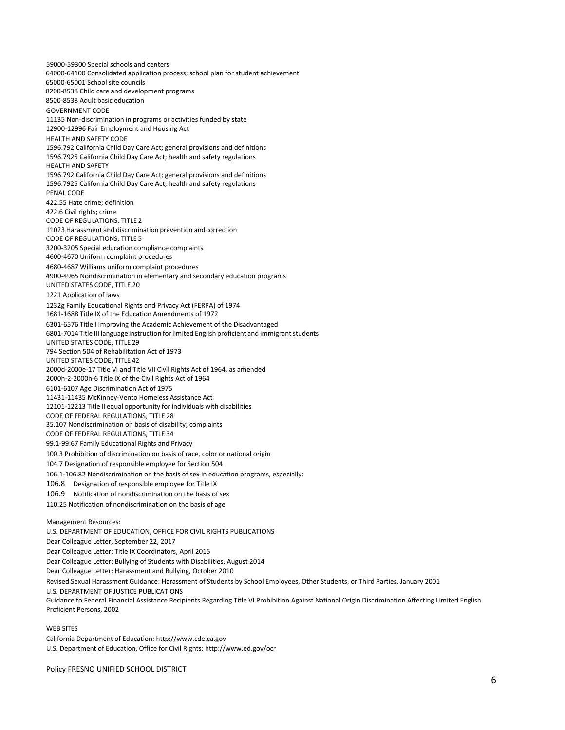59000-59300 Special schools and centers

64000-64100 Consolidated application process; school plan for student achievement

65000-65001 School site councils

8200-8538 Child care and development programs

8500-8538 Adult basic education

GOVERNMENT CODE

11135 Non-discrimination in programs or activities funded by state

12900-12996 Fair Employment and Housing Act

HEALTH AND SAFETY CODE

1596.792 California Child Day Care Act; general provisions and definitions

1596.7925 California Child Day Care Act; health and safety regulations

HEALTH AND SAFETY

1596.792 California Child Day Care Act; general provisions and definitions

1596.7925 California Child Day Care Act; health and safety regulations

PENAL CODE

422.55 Hate crime; definition

422.6 Civil rights; crime

CODE OF REGULATIONS, TITLE 2

11023 Harassment and discrimination prevention and correction

CODE OF REGULATIONS, TITLE 5

3200-3205 Special education compliance complaints

4600-4670 Uniform complaint procedures

4680-4687 Williams uniform complaint procedures

4900-4965 Nondiscrimination in elementary and secondary education programs

UNITED STATES CODE, TITLE 20

1221 Application of laws

1232g Family Educational Rights and Privacy Act (FERPA) of 1974

1681-1688 Title IX of the Education Amendments of 1972

6301-6576 Title I Improving the Academic Achievement of the Disadvantaged

6801-7014 Title III language instruction for limited English proficient and immigrant students

UNITED STATES CODE, TITLE 29

794 Section 504 of Rehabilitation Act of 1973

UNITED STATES CODE, TITLE 42

2000d-2000e-17 Title VI and Title VII Civil Rights Act of 1964, as amended

2000h-2-2000h-6 Title IX of the Civil Rights Act of 1964

6101-6107 Age Discrimination Act of 1975

11431-11435 McKinney-Vento Homeless Assistance Act

12101-12213 Title II equal opportunity for individuals with disabilities

CODE OF FEDERAL REGULATIONS, TITLE 28

35.107 Nondiscrimination on basis of disability; complaints

CODE OF FEDERAL REGULATIONS, TITLE 34

99.1-99.67 Family Educational Rights and Privacy

100.3 Prohibition of discrimination on basis of race, color or national origin

104.7 Designation of responsible employee for Section 504

106.1-106.82 Nondiscrimination on the basis of sex in education programs, especially:

106.8 Designation of responsible employee for Title IX

106.9 Notification of nondiscrimination on the basis of sex

110.25 Notification of nondiscrimination on the basis of age

Management Resources:

U.S. DEPARTMENT OF EDUCATION, OFFICE FOR CIVIL RIGHTS PUBLICATIONS

Dear Colleague Letter, September 22, 2017

Dear Colleague Letter: Title IX Coordinators, April 2015

Dear Colleague Letter: Bullying of Students with Disabilities, August 2014

Dear Colleague Letter: Harassment and Bullying, October 2010

Revised Sexual Harassment Guidance: Harassment of Students by School Employees, Other Students, or Third Parties, January 2001

U.S. DEPARTMENT OF JUSTICE PUBLICATIONS

Guidance to Federal Financial Assistance Recipients Regarding Title VI Prohibition Against National Origin Discrimination Affecting Limited English Proficient Persons, 2002

WEB SITES

California Department of Education: http://www.cde.ca.gov

U.S. Department of Education, Office for Civil Rights: http://www.ed.gov/ocr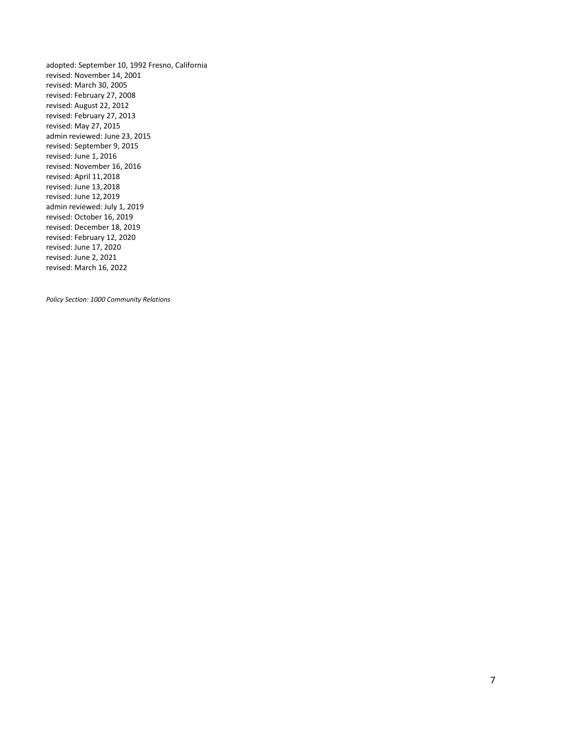adopted: September 10, 1992 Fresno, California
revised: November 14, 2001
revised: March 30, 2005
revised: February 27, 2008
revised: August 22, 2012
revised: February 27, 2013
revised: May 27, 2015
admin reviewed: June 23, 2015
revised: September 9, 2015
revised: June 1, 2016
revised: November 16, 2016
revised: April 11, 2018
revised: June 13, 2018
revised: June 12, 2019
admin reviewed: July 1, 2019
revised: October 16, 2019
revised: December 18, 2019
revised: February 12, 2020
revised: June 17, 2020
revised: June 2, 2021
revised: March 16, 2022

*Policy Section: 1000 Community Relations*